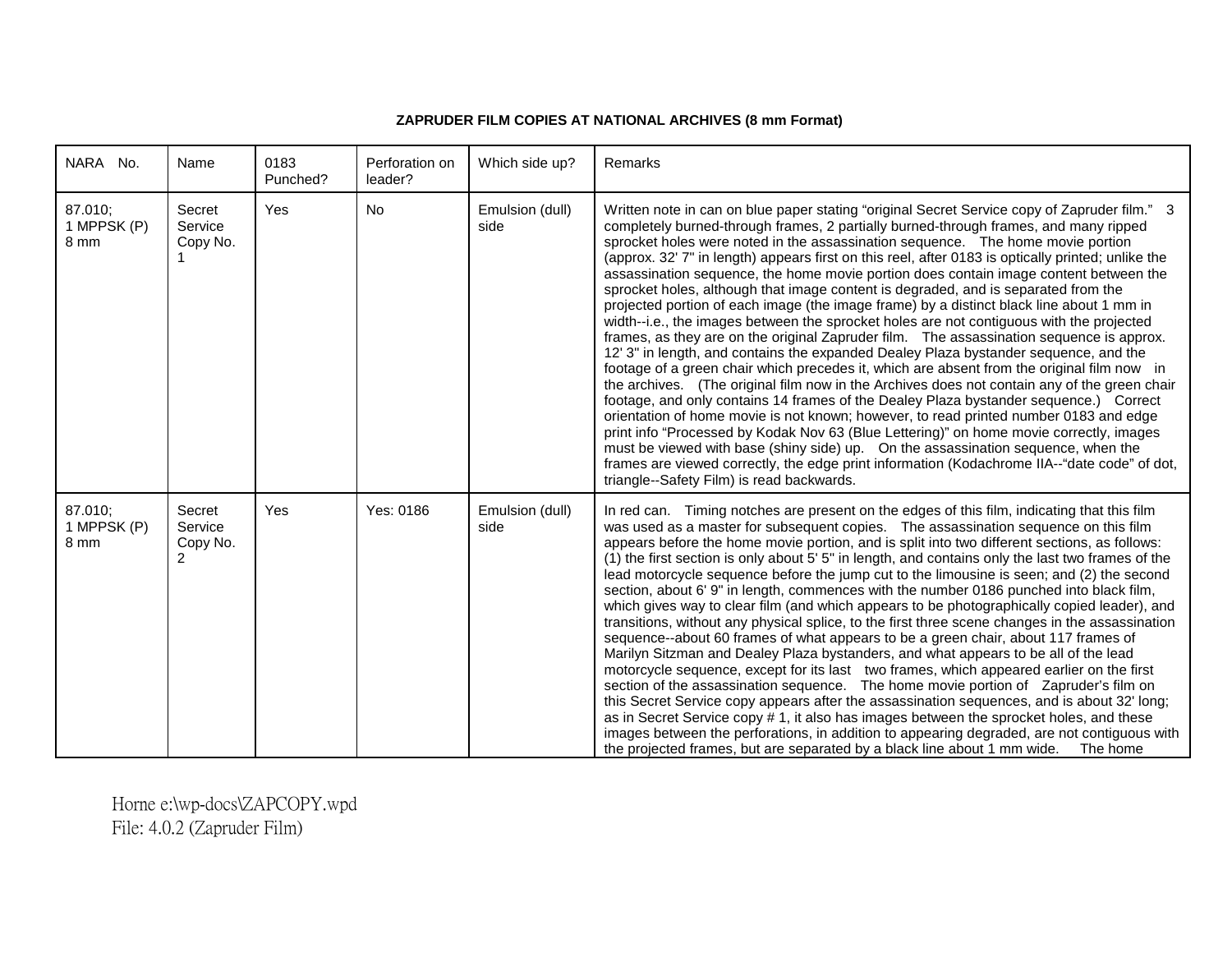**ZAPRUDER FILM COPIES AT NATIONAL ARCHIVES (8 mm Format)**

| NARA No. | Name | 0183 Punched? | Perforation on leader? | Which side up? | Remarks |
|---|---|---|---|---|---|
| 87.010; 1 MPPSK (P) 8 mm | Secret Service Copy No. 1 | Yes | No | Emulsion (dull) side | Written note in can on blue paper stating "original Secret Service copy of Zapruder film." 3 completely burned-through frames, 2 partially burned-through frames, and many ripped sprocket holes were noted in the assassination sequence. The home movie portion (approx. 32' 7" in length) appears first on this reel, after 0183 is optically printed; unlike the assassination sequence, the home movie portion does contain image content between the sprocket holes, although that image content is degraded, and is separated from the projected portion of each image (the image frame) by a distinct black line about 1 mm in width--i.e., the images between the sprocket holes are not contiguous with the projected frames, as they are on the original Zapruder film. The assassination sequence is approx. 12' 3" in length, and contains the expanded Dealey Plaza bystander sequence, and the footage of a green chair which precedes it, which are absent from the original film now in the archives. (The original film now in the Archives does not contain any of the green chair footage, and only contains 14 frames of the Dealey Plaza bystander sequence.) Correct orientation of home movie is not known; however, to read printed number 0183 and edge print info "Processed by Kodak Nov 63 (Blue Lettering)" on home movie correctly, images must be viewed with base (shiny side) up. On the assassination sequence, when the frames are viewed correctly, the edge print information (Kodachrome IIA--"date code" of dot, triangle--Safety Film) is read backwards. |
| 87.010; 1 MPPSK (P) 8 mm | Secret Service Copy No. 2 | Yes | Yes: 0186 | Emulsion (dull) side | In red can. Timing notches are present on the edges of this film, indicating that this film was used as a master for subsequent copies. The assassination sequence on this film appears before the home movie portion, and is split into two different sections, as follows: (1) the first section is only about 5' 5" in length, and contains only the last two frames of the lead motorcycle sequence before the jump cut to the limousine is seen; and (2) the second section, about 6' 9" in length, commences with the number 0186 punched into black film, which gives way to clear film (and which appears to be photographically copied leader), and transitions, without any physical splice, to the first three scene changes in the assassination sequence--about 60 frames of what appears to be a green chair, about 117 frames of Marilyn Sitzman and Dealey Plaza bystanders, and what appears to be all of the lead motorcycle sequence, except for its last two frames, which appeared earlier on the first section of the assassination sequence. The home movie portion of Zapruder's film on this Secret Service copy appears after the assassination sequences, and is about 32' long; as in Secret Service copy # 1, it also has images between the sprocket holes, and these images between the perforations, in addition to appearing degraded, are not contiguous with the projected frames, but are separated by a black line about 1 mm wide. The home |

Horne e:\wp-docs\ZAPCOPY.wpd
File: 4.0.2 (Zapruder Film)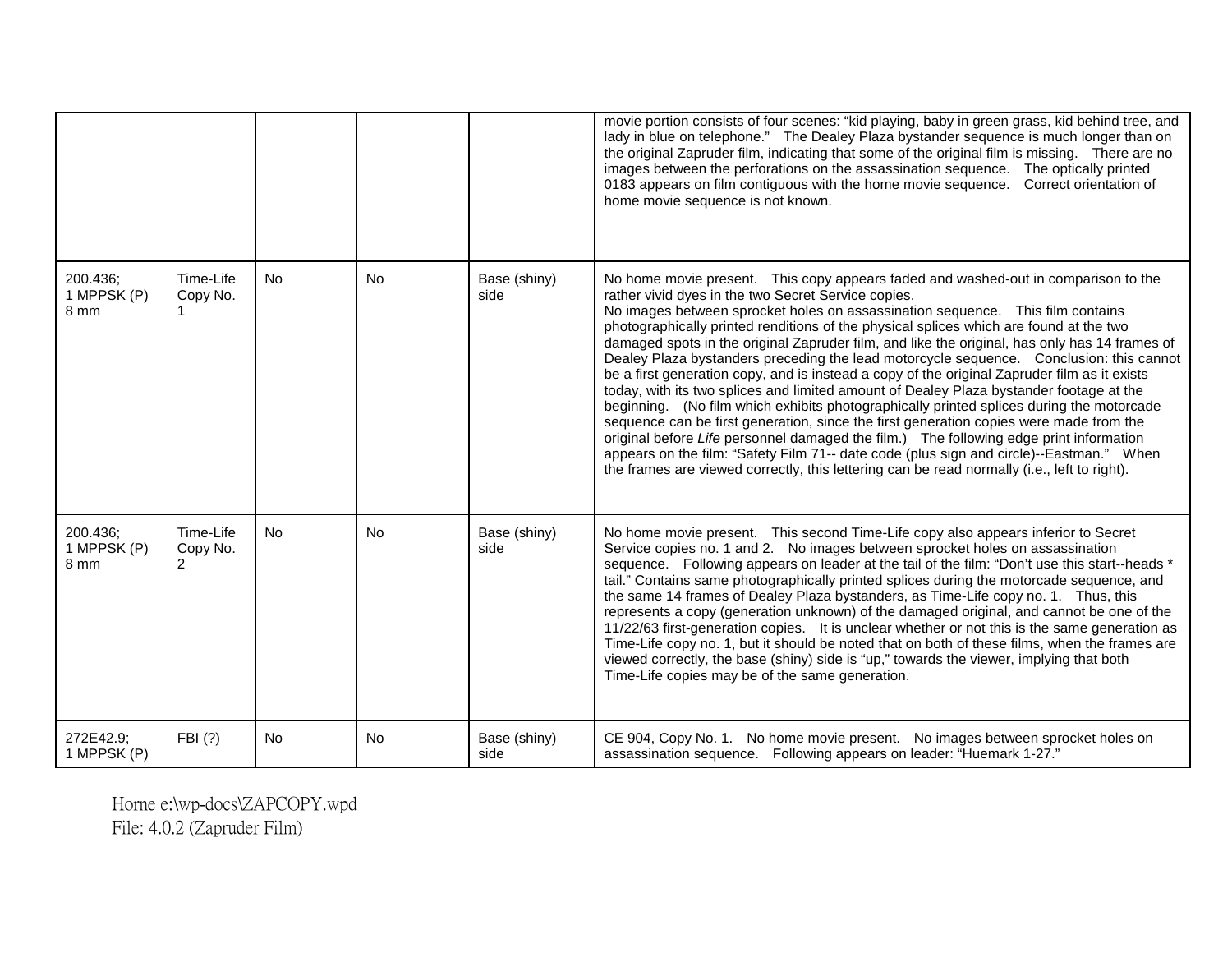|  |  |  |  |  | movie portion consists of four scenes: “kid playing, baby in green grass, kid behind tree, and lady in blue on telephone.” The Dealey Plaza bystander sequence is much longer than on the original Zapruder film, indicating that some of the original film is missing. There are no images between the perforations on the assassination sequence. The optically printed 0183 appears on film contiguous with the home movie sequence. Correct orientation of home movie sequence is not known. |
|---|---|---|---|---|---|
| 200.436; 1 MPPSK (P) 8 mm | Time-Life Copy No. 1 | No | No | Base (shiny) side | No home movie present. This copy appears faded and washed-out in comparison to the rather vivid dyes in the two Secret Service copies. No images between sprocket holes on assassination sequence. This film contains photographically printed renditions of the physical splices which are found at the two damaged spots in the original Zapruder film, and like the original, has only has 14 frames of Dealey Plaza bystanders preceding the lead motorcycle sequence. Conclusion: this cannot be a first generation copy, and is instead a copy of the original Zapruder film as it exists today, with its two splices and limited amount of Dealey Plaza bystander footage at the beginning. (No film which exhibits photographically printed splices during the motorcade sequence can be first generation, since the first generation copies were made from the original before *Life* personnel damaged the film.) The following edge print information appears on the film: “Safety Film 71-- date code (plus sign and circle)--Eastman.” When the frames are viewed correctly, this lettering can be read normally (i.e., left to right). |
| 200.436; 1 MPPSK (P) 8 mm | Time-Life Copy No. 2 | No | No | Base (shiny) side | No home movie present. This second Time-Life copy also appears inferior to Secret Service copies no. 1 and 2. No images between sprocket holes on assassination sequence. Following appears on leader at the tail of the film: “Don’t use this start--heads * tail.” Contains same photographically printed splices during the motorcade sequence, and the same 14 frames of Dealey Plaza bystanders, as Time-Life copy no. 1. Thus, this represents a copy (generation unknown) of the damaged original, and cannot be one of the 11/22/63 first-generation copies. It is unclear whether or not this is the same generation as Time-Life copy no. 1, but it should be noted that on both of these films, when the frames are viewed correctly, the base (shiny) side is “up,” towards the viewer, implying that both Time-Life copies may be of the same generation. |
| 272E42.9; 1 MPPSK (P) | FBI (?) | No | No | Base (shiny) side | CE 904, Copy No. 1. No home movie present. No images between sprocket holes on assassination sequence. Following appears on leader: “Huemark 1-27.” |

Horne e:\wp-docs\ZAPCOPY.wpd
File: 4.0.2 (Zapruder Film)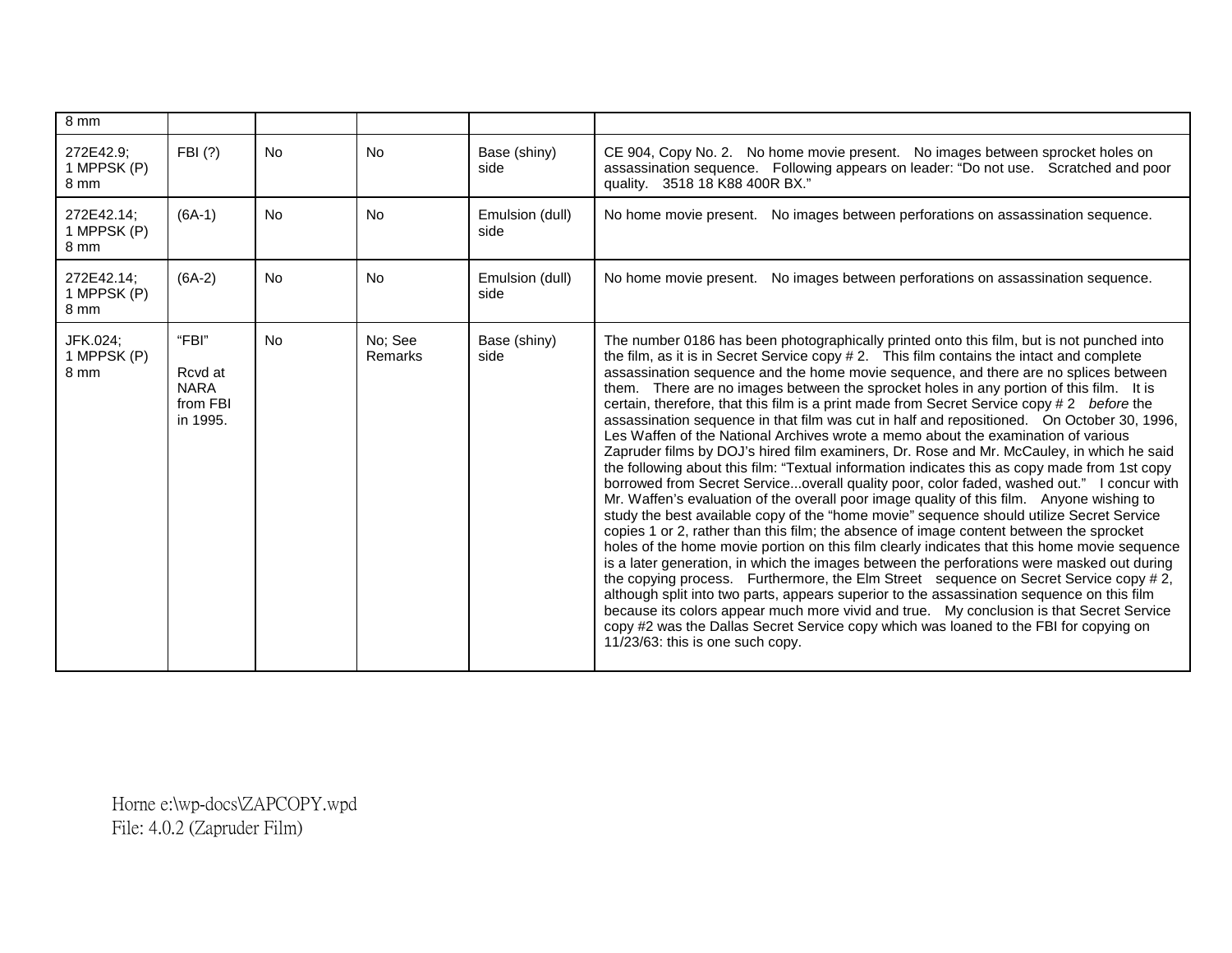| | | | | | |
|---|---|---|---|---|---|
| 8 mm | | | | | |
| 272E42.9; 1 MPPSK (P) 8 mm | FBI (?) | No | No | Base (shiny) side | CE 904, Copy No. 2. No home movie present. No images between sprocket holes on assassination sequence. Following appears on leader: "Do not use. Scratched and poor quality. 3518 18 K88 400R BX." |
| 272E42.14; 1 MPPSK (P) 8 mm | (6A-1) | No | No | Emulsion (dull) side | No home movie present. No images between perforations on assassination sequence. |
| 272E42.14; 1 MPPSK (P) 8 mm | (6A-2) | No | No | Emulsion (dull) side | No home movie present. No images between perforations on assassination sequence. |
| JFK.024; 1 MPPSK (P) 8 mm | "FBI" Rcvd at NARA from FBI in 1995. | No | No; See Remarks | Base (shiny) side | The number 0186 has been photographically printed onto this film, but is not punched into the film, as it is in Secret Service copy # 2. This film contains the intact and complete assassination sequence and the home movie sequence, and there are no splices between them. There are no images between the sprocket holes in any portion of this film. It is certain, therefore, that this film is a print made from Secret Service copy # 2 *before* the assassination sequence in that film was cut in half and repositioned. On October 30, 1996, Les Waffen of the National Archives wrote a memo about the examination of various Zapruder films by DOJ's hired film examiners, Dr. Rose and Mr. McCauley, in which he said the following about this film: "Textual information indicates this as copy made from 1st copy borrowed from Secret Service...overall quality poor, color faded, washed out." I concur with Mr. Waffen's evaluation of the overall poor image quality of this film. Anyone wishing to study the best available copy of the "home movie" sequence should utilize Secret Service copies 1 or 2, rather than this film; the absence of image content between the sprocket holes of the home movie portion on this film clearly indicates that this home movie sequence is a later generation, in which the images between the perforations were masked out during the copying process. Furthermore, the Elm Street sequence on Secret Service copy # 2, although split into two parts, appears superior to the assassination sequence on this film because its colors appear much more vivid and true. My conclusion is that Secret Service copy #2 was the Dallas Secret Service copy which was loaned to the FBI for copying on 11/23/63: this is one such copy. |

Horne e:\wp-docs\ZAPCOPY.wpd
File: 4.0.2 (Zapruder Film)